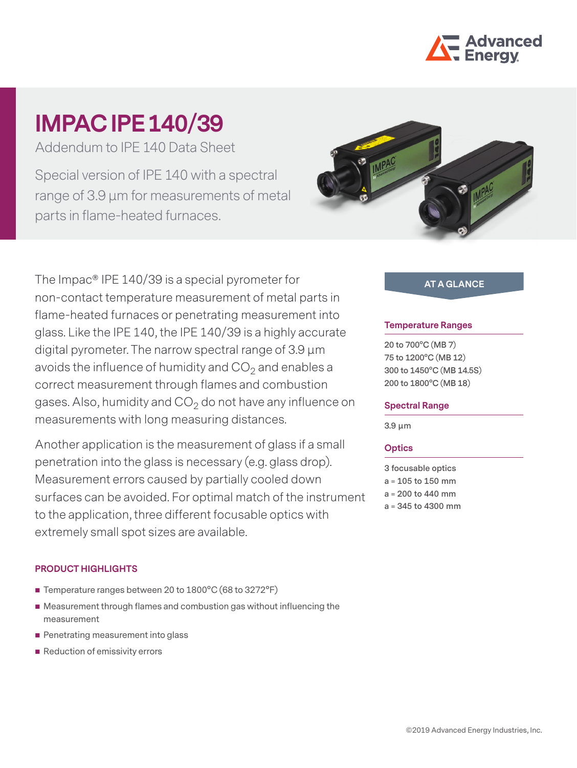# IMPAC IPE 140/39

Addendum to IPE 140 Data Sheet

Special version of IPE 140 with a spectral range of 3.9 µm for measurements of metal parts in flame-heated furnaces.

The Impac® IPE 140/39 is a special pyrometer for non-contact temperature measurement of metal parts in flame-heated furnaces or penetrating measurement into glass. Like the IPE 140, the IPE 140/39 is a highly accurate digital pyrometer. The narrow spectral range of 3.9 µm avoids the influence of humidity and $CO_2$ and enables a correct measurement through flames and combustion gases. Also, humidity and $CO_2$ do not have any influence on measurements with long measuring distances.

Another application is the measurement of glass if a small penetration into the glass is necessary (e.g. glass drop). Measurement errors caused by partially cooled down surfaces can be avoided. For optimal match of the instrument to the application, three different focusable optics with extremely small spot sizes are available.

## AT A GLANCE

### Temperature Ranges

20 to 700°C (MB 7)
75 to 1200°C (MB 12)
300 to 1450°C (MB 14.5S)
200 to 1800°C (MB 18)

### Spectral Range

3.9 µm

### Optics

3 focusable optics
a = 105 to 150 mm
a = 200 to 440 mm
a = 345 to 4300 mm

## PRODUCT HIGHLIGHTS

- Temperature ranges between 20 to 1800°C (68 to 3272°F)
- Measurement through flames and combustion gas without influencing the measurement
- Penetrating measurement into glass
- Reduction of emissivity errors

©2019 Advanced Energy Industries, Inc.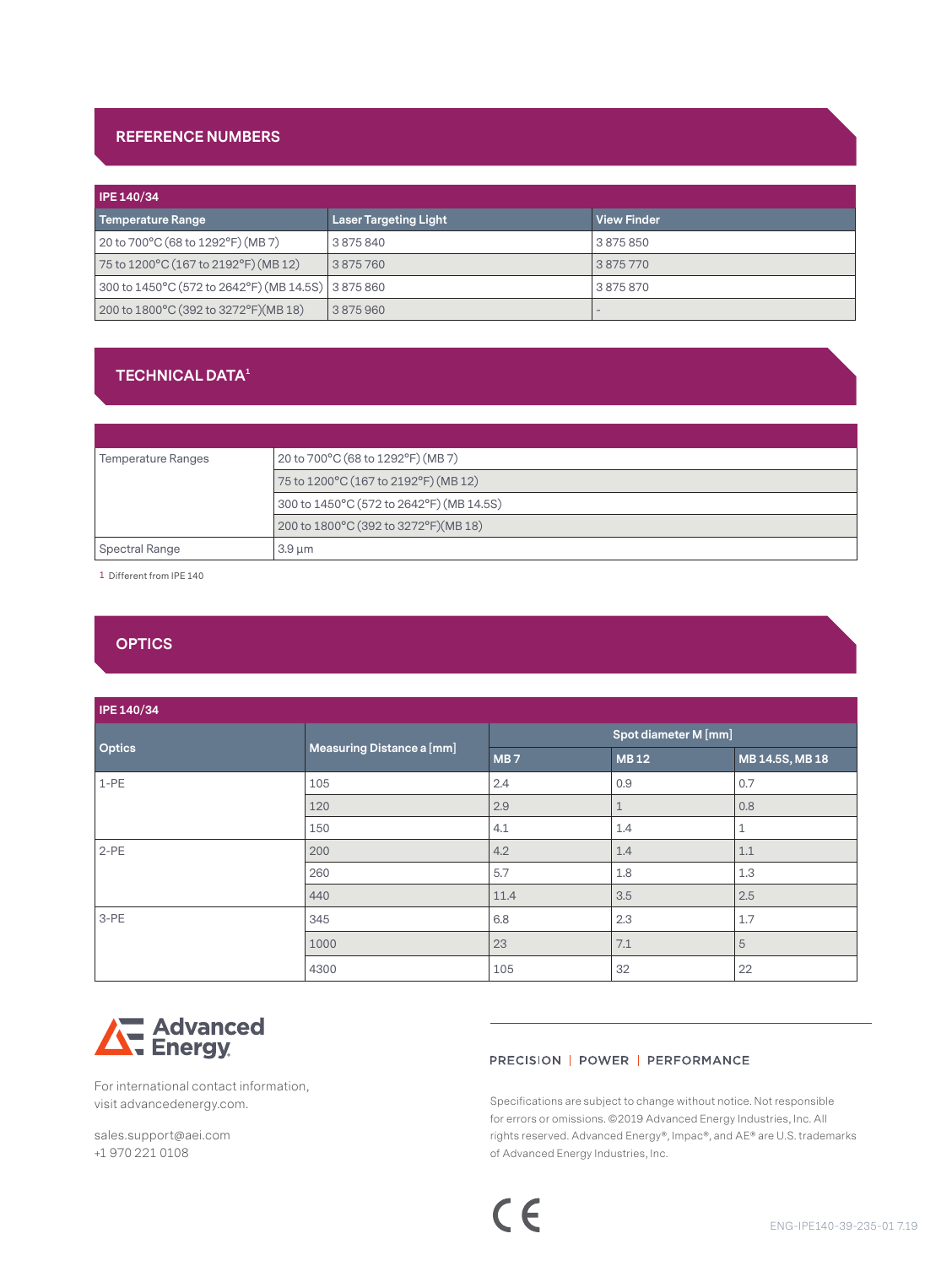## REFERENCE NUMBERS

| IPE 140/34 | | |
|---|---|---|
| **Temperature Range** | **Laser Targeting Light** | **View Finder** |
| 20 to 700°C (68 to 1292°F) (MB 7) | 3 875 840 | 3 875 850 |
| 75 to 1200°C (167 to 2192°F) (MB 12) | 3 875 760 | 3 875 770 |
| 300 to 1450°C (572 to 2642°F) (MB 14.5S) | 3 875 860 | 3 875 870 |
| 200 to 1800°C (392 to 3272°F)(MB 18) | 3 875 960 | - |

## TECHNICAL DATA[1]

| | |
|---|---|
| Temperature Ranges | 20 to 700°C (68 to 1292°F) (MB 7) |
| | 75 to 1200°C (167 to 2192°F) (MB 12) |
| | 300 to 1450°C (572 to 2642°F) (MB 14.5S) |
| | 200 to 1800°C (392 to 3272°F)(MB 18) |
| Spectral Range | 3.9 µm |

1 Different from IPE 140

## OPTICS

| IPE 140/34 | | | | |
|---|---|---|---|---|
| **Optics** | **Measuring Distance a [mm]** | **Spot diameter M [mm]** | | |
| | | **MB 7** | **MB 12** | **MB 14.5S, MB 18** |
| 1-PE | 105 | 2.4 | 0.9 | 0.7 |
| | 120 | 2.9 | 1 | 0.8 |
| | 150 | 4.1 | 1.4 | 1 |
| 2-PE | 200 | 4.2 | 1.4 | 1.1 |
| | 260 | 5.7 | 1.8 | 1.3 |
| | 440 | 11.4 | 3.5 | 2.5 |
| 3-PE | 345 | 6.8 | 2.3 | 1.7 |
| | 1000 | 23 | 7.1 | 5 |
| | 4300 | 105 | 32 | 22 |

Advanced Energy

For international contact information, visit advancedenergy.com.

sales.support@aei.com
+1 970 221 0108

PRECISION | POWER | PERFORMANCE

Specifications are subject to change without notice. Not responsible for errors or omissions. ©2019 Advanced Energy Industries, Inc. All rights reserved. Advanced Energy®, Impac®, and AE® are U.S. trademarks of Advanced Energy Industries, Inc.

CE

ENG-IPE140-39-235-01 7.19